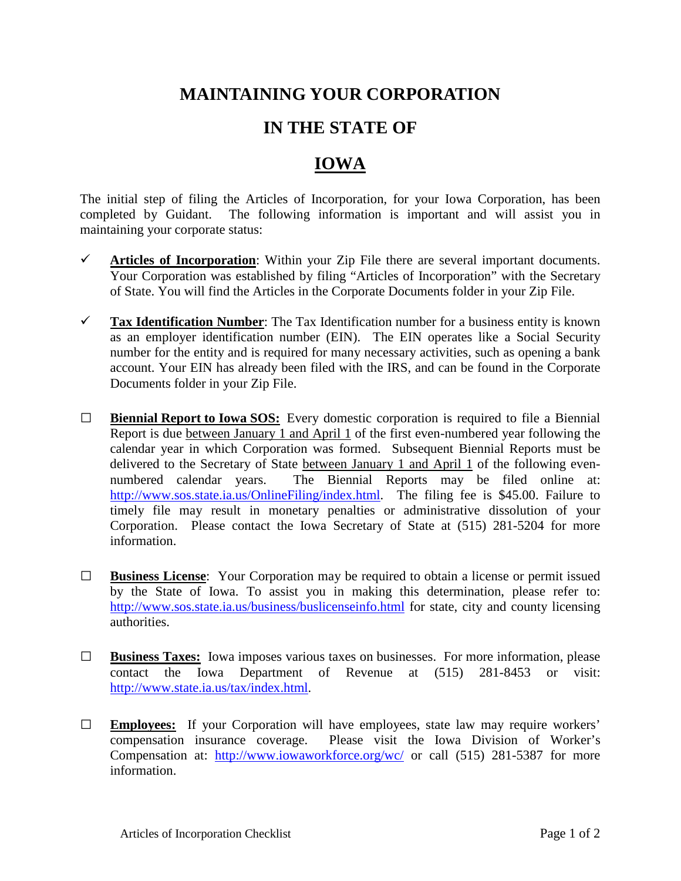# MAINTAINING YOUR CORPORATION

# IN THE STATE OF

# IOWA

The initial step of filing the Articles of Incorporation, for your Iowa Corporation, has been completed by Guidant. The following information is important and will assist you in maintaining your corporate status:

- ✓ **Articles of Incorporation**: Within your Zip File there are several important documents. Your Corporation was established by filing "Articles of Incorporation" with the Secretary of State. You will find the Articles in the Corporate Documents folder in your Zip File.

- ✓ **Tax Identification Number**: The Tax Identification number for a business entity is known as an employer identification number (EIN). The EIN operates like a Social Security number for the entity and is required for many necessary activities, such as opening a bank account. Your EIN has already been filed with the IRS, and can be found in the Corporate Documents folder in your Zip File.

- ☐ **Biennial Report to Iowa SOS:** Every domestic corporation is required to file a Biennial Report is due between January 1 and April 1 of the first even-numbered year following the calendar year in which Corporation was formed. Subsequent Biennial Reports must be delivered to the Secretary of State between January 1 and April 1 of the following even-numbered calendar years. The Biennial Reports may be filed online at: http://www.sos.state.ia.us/OnlineFiling/index.html. The filing fee is $45.00. Failure to timely file may result in monetary penalties or administrative dissolution of your Corporation. Please contact the Iowa Secretary of State at (515) 281-5204 for more information.

- ☐ **Business License**: Your Corporation may be required to obtain a license or permit issued by the State of Iowa. To assist you in making this determination, please refer to: http://www.sos.state.ia.us/business/buslicenseinfo.html for state, city and county licensing authorities.

- ☐ **Business Taxes:** Iowa imposes various taxes on businesses. For more information, please contact the Iowa Department of Revenue at (515) 281-8453 or visit: http://www.state.ia.us/tax/index.html.

- ☐ **Employees:** If your Corporation will have employees, state law may require workers' compensation insurance coverage. Please visit the Iowa Division of Worker's Compensation at: http://www.iowaworkforce.org/wc/ or call (515) 281-5387 for more information.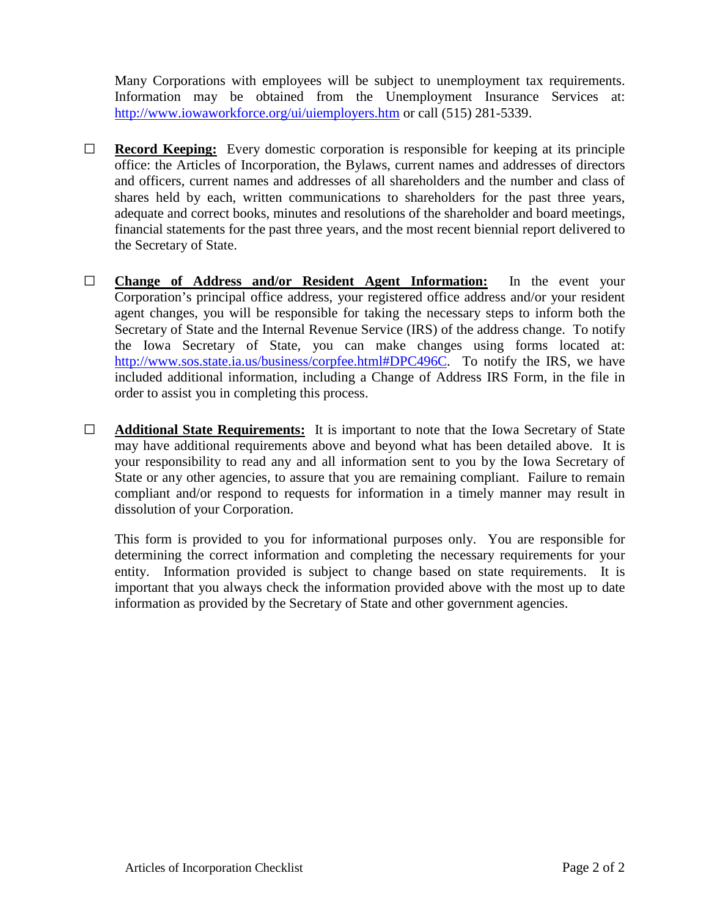Many Corporations with employees will be subject to unemployment tax requirements. Information may be obtained from the Unemployment Insurance Services at: http://www.iowaworkforce.org/ui/uiemployers.htm or call (515) 281-5339.

- ☐ **Record Keeping:** Every domestic corporation is responsible for keeping at its principle office: the Articles of Incorporation, the Bylaws, current names and addresses of directors and officers, current names and addresses of all shareholders and the number and class of shares held by each, written communications to shareholders for the past three years, adequate and correct books, minutes and resolutions of the shareholder and board meetings, financial statements for the past three years, and the most recent biennial report delivered to the Secretary of State.

- ☐ **Change of Address and/or Resident Agent Information:** In the event your Corporation's principal office address, your registered office address and/or your resident agent changes, you will be responsible for taking the necessary steps to inform both the Secretary of State and the Internal Revenue Service (IRS) of the address change. To notify the Iowa Secretary of State, you can make changes using forms located at: http://www.sos.state.ia.us/business/corpfee.html#DPC496C. To notify the IRS, we have included additional information, including a Change of Address IRS Form, in the file in order to assist you in completing this process.

- ☐ **Additional State Requirements:** It is important to note that the Iowa Secretary of State may have additional requirements above and beyond what has been detailed above. It is your responsibility to read any and all information sent to you by the Iowa Secretary of State or any other agencies, to assure that you are remaining compliant. Failure to remain compliant and/or respond to requests for information in a timely manner may result in dissolution of your Corporation.

This form is provided to you for informational purposes only. You are responsible for determining the correct information and completing the necessary requirements for your entity. Information provided is subject to change based on state requirements. It is important that you always check the information provided above with the most up to date information as provided by the Secretary of State and other government agencies.